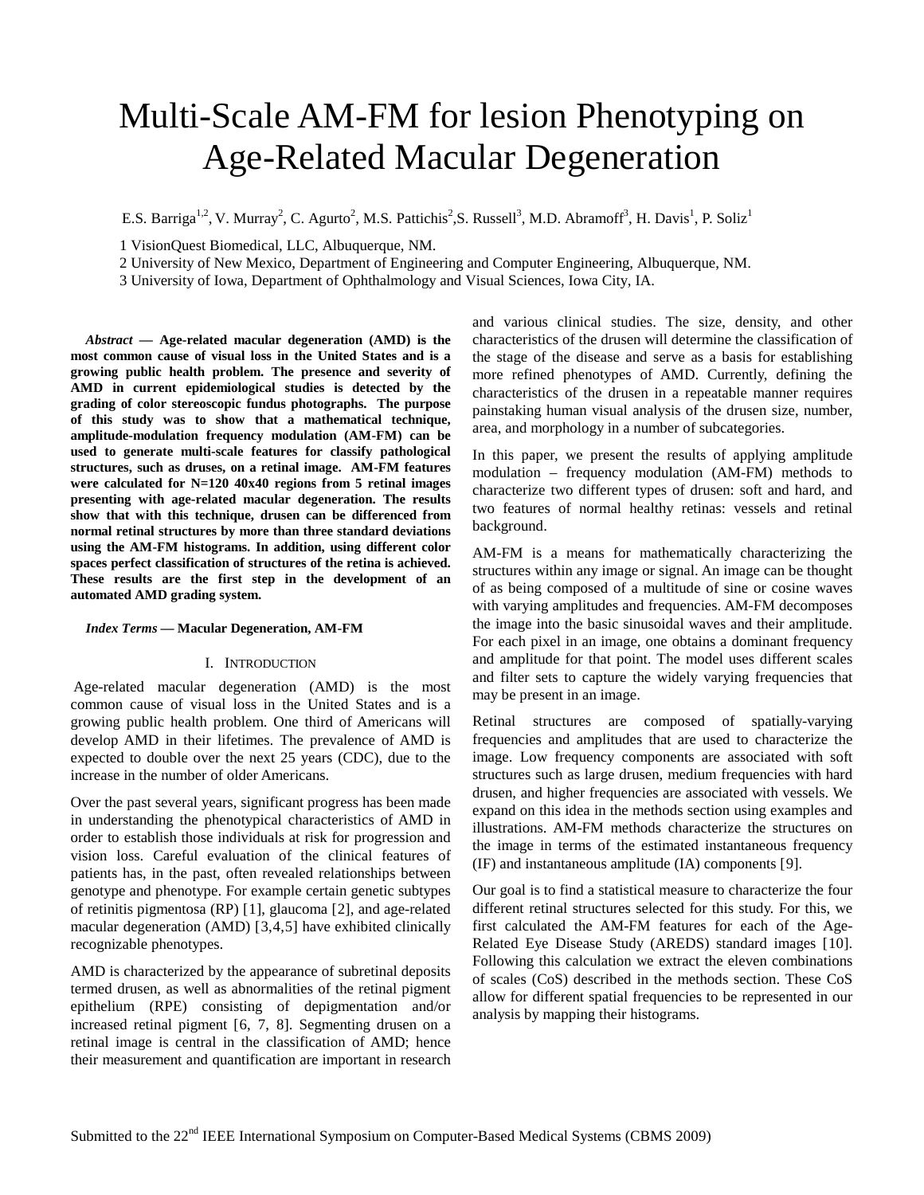# Multi-Scale AM-FM for lesion Phenotyping on Age-Related Macular Degeneration

E.S. Barriga[1,2], V. Murray[2], C. Agurto[2], M.S. Pattichis[2], S. Russell[3], M.D. Abramoff[3], H. Davis[1], P. Soliz[1]

1 VisionQuest Biomedical, LLC, Albuquerque, NM.
2 University of New Mexico, Department of Engineering and Computer Engineering, Albuquerque, NM.
3 University of Iowa, Department of Ophthalmology and Visual Sciences, Iowa City, IA.

***Abstract* — Age-related macular degeneration (AMD) is the most common cause of visual loss in the United States and is a growing public health problem. The presence and severity of AMD in current epidemiological studies is detected by the grading of color stereoscopic fundus photographs. The purpose of this study was to show that a mathematical technique, amplitude-modulation frequency modulation (AM-FM) can be used to generate multi-scale features for classify pathological structures, such as druses, on a retinal image. AM-FM features were calculated for N=120 40x40 regions from 5 retinal images presenting with age-related macular degeneration. The results show that with this technique, drusen can be differenced from normal retinal structures by more than three standard deviations using the AM-FM histograms. In addition, using different color spaces perfect classification of structures of the retina is achieved. These results are the first step in the development of an automated AMD grading system.**

***Index Terms* — Macular Degeneration, AM-FM**

## I. Introduction

Age-related macular degeneration (AMD) is the most common cause of visual loss in the United States and is a growing public health problem. One third of Americans will develop AMD in their lifetimes. The prevalence of AMD is expected to double over the next 25 years (CDC), due to the increase in the number of older Americans.

Over the past several years, significant progress has been made in understanding the phenotypical characteristics of AMD in order to establish those individuals at risk for progression and vision loss. Careful evaluation of the clinical features of patients has, in the past, often revealed relationships between genotype and phenotype. For example certain genetic subtypes of retinitis pigmentosa (RP) [1], glaucoma [2], and age-related macular degeneration (AMD) [3,4,5] have exhibited clinically recognizable phenotypes.

AMD is characterized by the appearance of subretinal deposits termed drusen, as well as abnormalities of the retinal pigment epithelium (RPE) consisting of depigmentation and/or increased retinal pigment [6, 7, 8]. Segmenting drusen on a retinal image is central in the classification of AMD; hence their measurement and quantification are important in research and various clinical studies. The size, density, and other characteristics of the drusen will determine the classification of the stage of the disease and serve as a basis for establishing more refined phenotypes of AMD. Currently, defining the characteristics of the drusen in a repeatable manner requires painstaking human visual analysis of the drusen size, number, area, and morphology in a number of subcategories.

In this paper, we present the results of applying amplitude modulation – frequency modulation (AM-FM) methods to characterize two different types of drusen: soft and hard, and two features of normal healthy retinas: vessels and retinal background.

AM-FM is a means for mathematically characterizing the structures within any image or signal. An image can be thought of as being composed of a multitude of sine or cosine waves with varying amplitudes and frequencies. AM-FM decomposes the image into the basic sinusoidal waves and their amplitude. For each pixel in an image, one obtains a dominant frequency and amplitude for that point. The model uses different scales and filter sets to capture the widely varying frequencies that may be present in an image.

Retinal structures are composed of spatially-varying frequencies and amplitudes that are used to characterize the image. Low frequency components are associated with soft structures such as large drusen, medium frequencies with hard drusen, and higher frequencies are associated with vessels. We expand on this idea in the methods section using examples and illustrations. AM-FM methods characterize the structures on the image in terms of the estimated instantaneous frequency (IF) and instantaneous amplitude (IA) components [9].

Our goal is to find a statistical measure to characterize the four different retinal structures selected for this study. For this, we first calculated the AM-FM features for each of the Age-Related Eye Disease Study (AREDS) standard images [10]. Following this calculation we extract the eleven combinations of scales (CoS) described in the methods section. These CoS allow for different spatial frequencies to be represented in our analysis by mapping their histograms.

Submitted to the 22nd IEEE International Symposium on Computer-Based Medical Systems (CBMS 2009)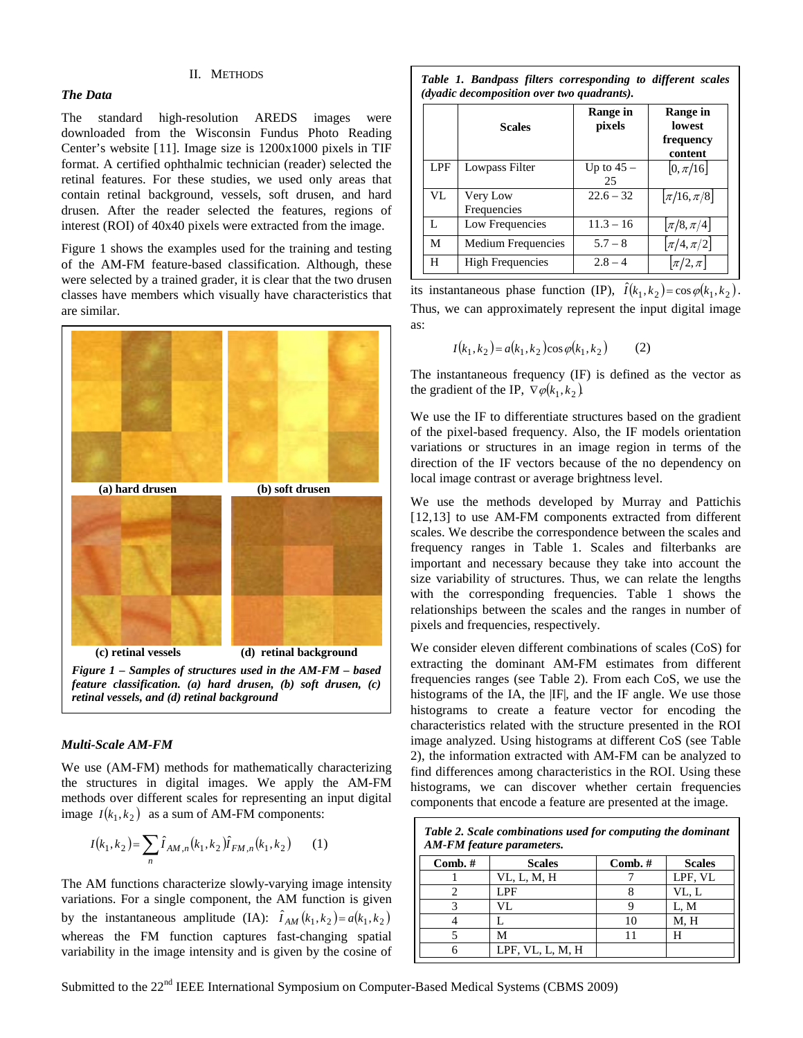## II. Methods

### *The Data*

The standard high-resolution AREDS images were downloaded from the Wisconsin Fundus Photo Reading Center's website [11]. Image size is 1200x1000 pixels in TIF format. A certified ophthalmic technician (reader) selected the retinal features. For these studies, we used only areas that contain retinal background, vessels, soft drusen, and hard drusen. After the reader selected the features, regions of interest (ROI) of 40x40 pixels were extracted from the image.

Figure 1 shows the examples used for the training and testing of the AM-FM feature-based classification. Although, these were selected by a trained grader, it is clear that the two drusen classes have members which visually have characteristics that are similar.

**(a) hard drusen** **(b) soft drusen**

**(c) retinal vessels** **(d) retinal background**

***Figure 1 – Samples of structures used in the AM-FM – based feature classification. (a) hard drusen, (b) soft drusen, (c) retinal vessels, and (d) retinal background***

### *Multi-Scale AM-FM*

We use (AM-FM) methods for mathematically characterizing the structures in digital images. We apply the AM-FM methods over different scales for representing an input digital image $I(k_1,k_2)$ as a sum of AM-FM components:

$$I(k_1,k_2)=\sum_n \hat{I}_{AM,n}(k_1,k_2)\hat{I}_{FM,n}(k_1,k_2) \qquad (1)$$

The AM functions characterize slowly-varying image intensity variations. For a single component, the AM function is given by the instantaneous amplitude (IA): $\hat{I}_{AM}(k_1,k_2)=a(k_1,k_2)$ whereas the FM function captures fast-changing spatial variability in the image intensity and is given by the cosine of its instantaneous phase function (IP), $\hat{I}(k_1,k_2)=\cos\varphi(k_1,k_2)$. Thus, we can approximately represent the input digital image as:

$$I(k_1,k_2)=a(k_1,k_2)\cos\varphi(k_1,k_2) \qquad (2)$$

The instantaneous frequency (IF) is defined as the vector as the gradient of the IP, $\nabla\varphi(k_1,k_2)$.

We use the IF to differentiate structures based on the gradient of the pixel-based frequency. Also, the IF models orientation variations or structures in an image region in terms of the direction of the IF vectors because of the no dependency on local image contrast or average brightness level.

We use the methods developed by Murray and Pattichis [12,13] to use AM-FM components extracted from different scales. We describe the correspondence between the scales and frequency ranges in Table 1. Scales and filterbanks are important and necessary because they take into account the size variability of structures. Thus, we can relate the lengths with the corresponding frequencies. Table 1 shows the relationships between the scales and the ranges in number of pixels and frequencies, respectively.

***Table 1. Bandpass filters corresponding to different scales (dyadic decomposition over two quadrants).***

| | Scales | Range in pixels | Range in lowest frequency content |
|---|---|---|---|
| LPF | Lowpass Filter | Up to 45 – 25 | $[0,\pi/16]$ |
| VL | Very Low Frequencies | 22.6 – 32 | $[\pi/16,\pi/8]$ |
| L | Low Frequencies | 11.3 – 16 | $[\pi/8,\pi/4]$ |
| M | Medium Frequencies | 5.7 – 8 | $[\pi/4,\pi/2]$ |
| H | High Frequencies | 2.8 – 4 | $[\pi/2,\pi]$ |

We consider eleven different combinations of scales (CoS) for extracting the dominant AM-FM estimates from different frequencies ranges (see Table 2). From each CoS, we use the histograms of the IA, the |IF|, and the IF angle. We use those histograms to create a feature vector for encoding the characteristics related with the structure presented in the ROI image analyzed. Using histograms at different CoS (see Table 2), the information extracted with AM-FM can be analyzed to find differences among characteristics in the ROI. Using these histograms, we can discover whether certain frequencies components that encode a feature are presented at the image.

***Table 2. Scale combinations used for computing the dominant AM-FM feature parameters.***

| Comb. # | Scales | Comb. # | Scales |
|---|---|---|---|
| 1 | VL, L, M, H | 7 | LPF, VL |
| 2 | LPF | 8 | VL, L |
| 3 | VL | 9 | L, M |
| 4 | L | 10 | M, H |
| 5 | M | 11 | H |
| 6 | LPF, VL, L, M, H | | |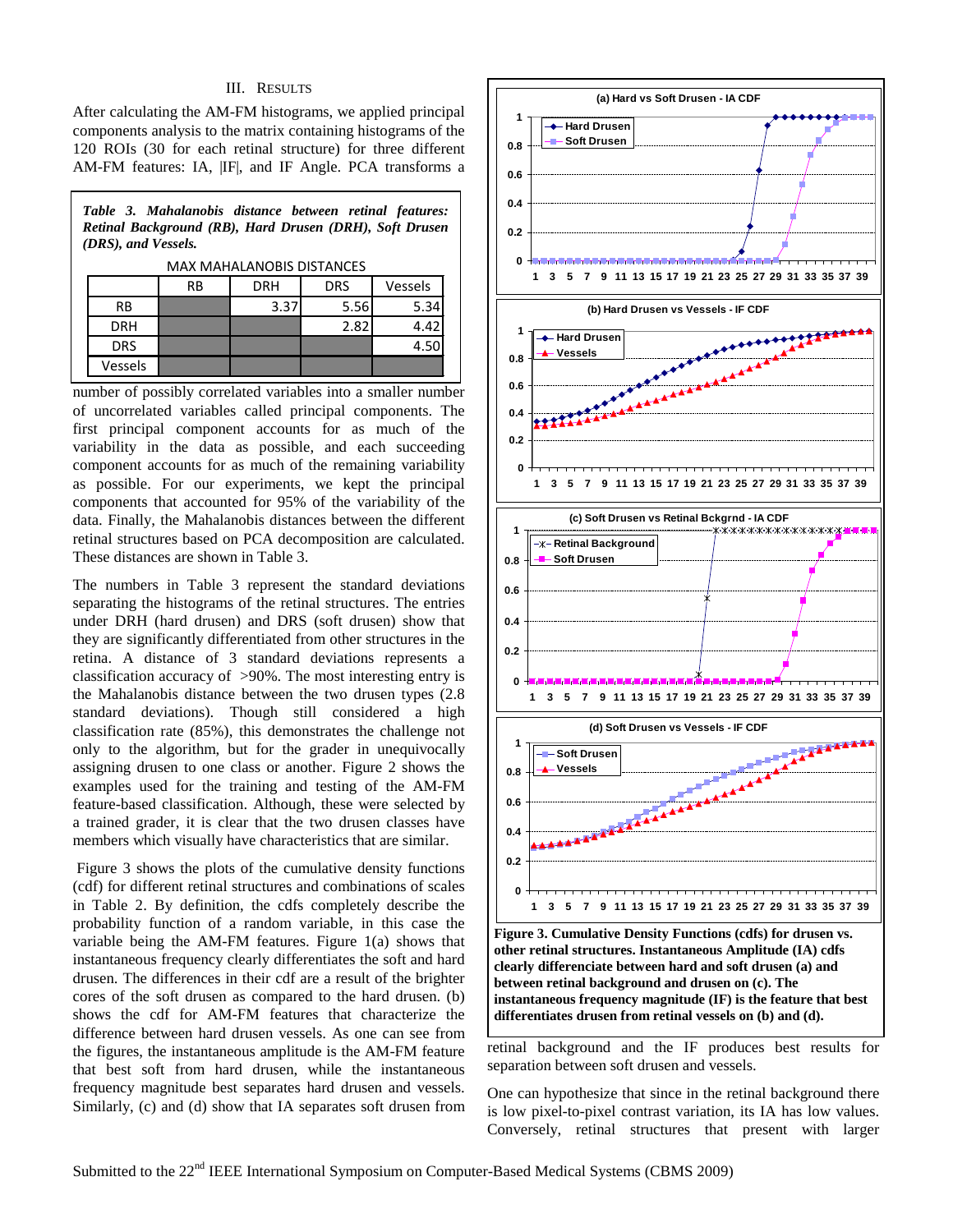## III. RESULTS

After calculating the AM-FM histograms, we applied principal components analysis to the matrix containing histograms of the 120 ROIs (30 for each retinal structure) for three different AM-FM features: IA, |IF|, and IF Angle. PCA transforms a number of possibly correlated variables into a smaller number of uncorrelated variables called principal components. The first principal component accounts for as much of the variability in the data as possible, and each succeeding component accounts for as much of the remaining variability as possible. For our experiments, we kept the principal components that accounted for 95% of the variability of the data. Finally, the Mahalanobis distances between the different retinal structures based on PCA decomposition are calculated. These distances are shown in Table 3.

***Table 3. Mahalanobis distance between retinal features: Retinal Background (RB), Hard Drusen (DRH), Soft Drusen (DRS), and Vessels.***

MAX MAHALANOBIS DISTANCES

| | RB | DRH | DRS | Vessels |
|---|---|---|---|---|
| RB | | 3.37 | 5.56 | 5.34 |
| DRH | | | 2.82 | 4.42 |
| DRS | | | | 4.50 |
| Vessels | | | | |

The numbers in Table 3 represent the standard deviations separating the histograms of the retinal structures. The entries under DRH (hard drusen) and DRS (soft drusen) show that they are significantly differentiated from other structures in the retina. A distance of 3 standard deviations represents a classification accuracy of >90%. The most interesting entry is the Mahalanobis distance between the two drusen types (2.8 standard deviations). Though still considered a high classification rate (85%), this demonstrates the challenge not only to the algorithm, but for the grader in unequivocally assigning drusen to one class or another. Figure 2 shows the examples used for the training and testing of the AM-FM feature-based classification. Although, these were selected by a trained grader, it is clear that the two drusen classes have members which visually have characteristics that are similar.

Figure 3 shows the plots of the cumulative density functions (cdf) for different retinal structures and combinations of scales in Table 2. By definition, the cdfs completely describe the probability function of a random variable, in this case the variable being the AM-FM features. Figure 1(a) shows that instantaneous frequency clearly differentiates the soft and hard drusen. The differences in their cdf are a result of the brighter cores of the soft drusen as compared to the hard drusen. (b) shows the cdf for AM-FM features that characterize the difference between hard drusen vessels. As one can see from the figures, the instantaneous amplitude is the AM-FM feature that best soft from hard drusen, while the instantaneous frequency magnitude best separates hard drusen and vessels. Similarly, (c) and (d) show that IA separates soft drusen from retinal background and the IF produces best results for separation between soft drusen and vessels.

**Figure 3. Cumulative Density Functions (cdfs) for drusen vs. other retinal structures. Instantaneous Amplitude (IA) cdfs clearly differenciate between hard and soft drusen (a) and between retinal background and drusen on (c). The instantaneous frequency magnitude (IF) is the feature that best differentiates drusen from retinal vessels on (b) and (d).**

One can hypothesize that since in the retinal background there is low pixel-to-pixel contrast variation, its IA has low values. Conversely, retinal structures that present with larger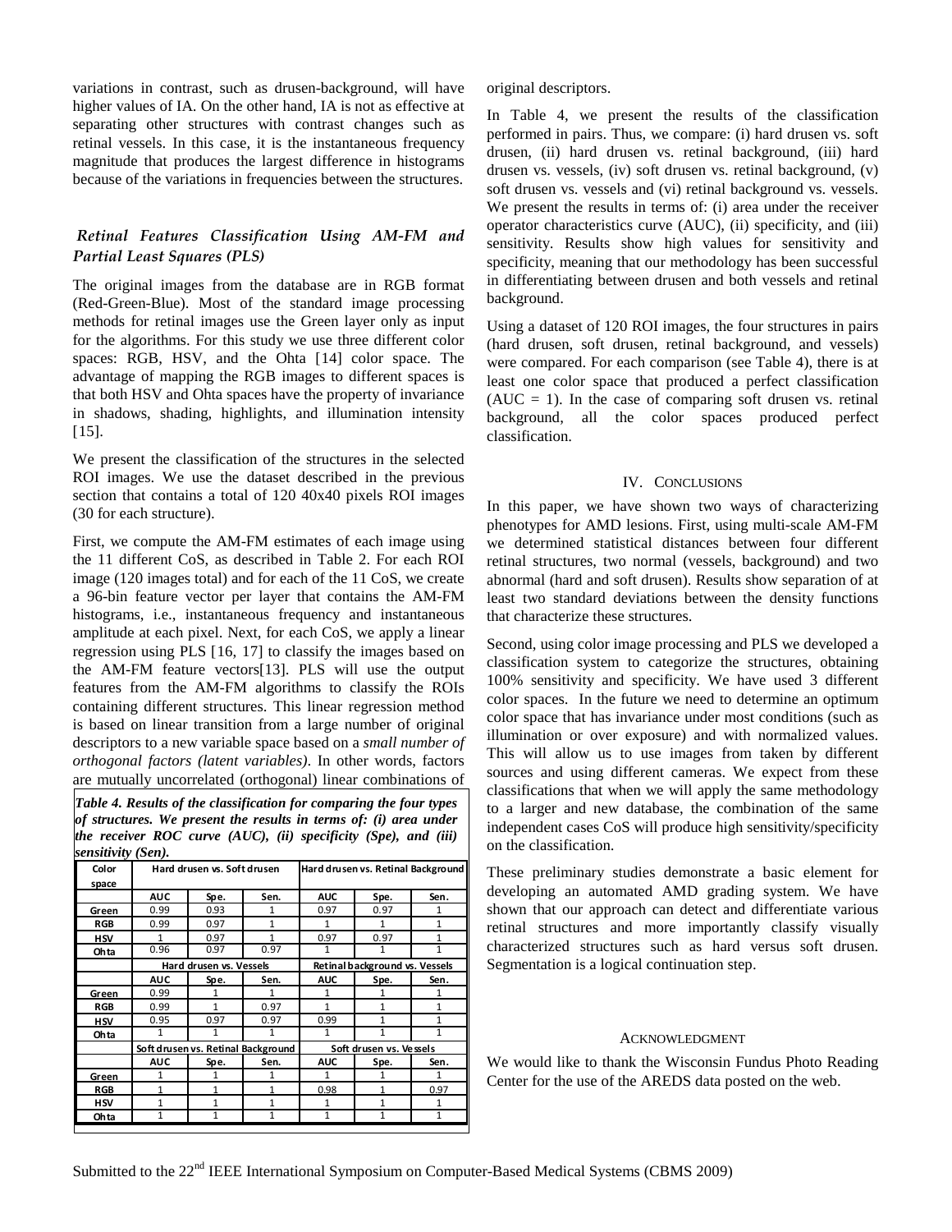variations in contrast, such as drusen-background, will have higher values of IA. On the other hand, IA is not as effective at separating other structures with contrast changes such as retinal vessels. In this case, it is the instantaneous frequency magnitude that produces the largest difference in histograms because of the variations in frequencies between the structures.

### *Retinal Features Classification Using AM-FM and Partial Least Squares (PLS)*

The original images from the database are in RGB format (Red-Green-Blue). Most of the standard image processing methods for retinal images use the Green layer only as input for the algorithms. For this study we use three different color spaces: RGB, HSV, and the Ohta [14] color space. The advantage of mapping the RGB images to different spaces is that both HSV and Ohta spaces have the property of invariance in shadows, shading, highlights, and illumination intensity [15].

We present the classification of the structures in the selected ROI images. We use the dataset described in the previous section that contains a total of 120 40x40 pixels ROI images (30 for each structure).

First, we compute the AM-FM estimates of each image using the 11 different CoS, as described in Table 2. For each ROI image (120 images total) and for each of the 11 CoS, we create a 96-bin feature vector per layer that contains the AM-FM histograms, i.e., instantaneous frequency and instantaneous amplitude at each pixel. Next, for each CoS, we apply a linear regression using PLS [16, 17] to classify the images based on the AM-FM feature vectors[13]. PLS will use the output features from the AM-FM algorithms to classify the ROIs containing different structures. This linear regression method is based on linear transition from a large number of original descriptors to a new variable space based on a *small number of orthogonal factors (latent variables)*. In other words, factors are mutually uncorrelated (orthogonal) linear combinations of original descriptors.

***Table 4. Results of the classification for comparing the four types of structures. We present the results in terms of: (i) area under the receiver ROC curve (AUC), (ii) specificity (Spe), and (iii) sensitivity (Sen).***

| Color space | Hard drusen vs. Soft drusen | | | Hard drusen vs. Retinal Background | | |
|---|---|---|---|---|---|---|
| | AUC | Spe. | Sen. | AUC | Spe. | Sen. |
| Green | 0.99 | 0.93 | 1 | 0.97 | 0.97 | 1 |
| RGB | 0.99 | 0.97 | 1 | 1 | 1 | 1 |
| HSV | 1 | 0.97 | 1 | 0.97 | 0.97 | 1 |
| Ohta | 0.96 | 0.97 | 0.97 | 1 | 1 | 1 |
| | Hard drusen vs. Vessels | | | Retinal background vs. Vessels | | |
| | AUC | Spe. | Sen. | AUC | Spe. | Sen. |
| Green | 0.99 | 1 | 1 | 1 | 1 | 1 |
| RGB | 0.99 | 1 | 0.97 | 1 | 1 | 1 |
| HSV | 0.95 | 0.97 | 0.97 | 0.99 | 1 | 1 |
| Ohta | 1 | 1 | 1 | 1 | 1 | 1 |
| | Soft drusen vs. Retinal Background | | | Soft drusen vs. Vessels | | |
| | AUC | Spe. | Sen. | AUC | Spe. | Sen. |
| Green | 1 | 1 | 1 | 1 | 1 | 1 |
| RGB | 1 | 1 | 1 | 0.98 | 1 | 0.97 |
| HSV | 1 | 1 | 1 | 1 | 1 | 1 |
| Ohta | 1 | 1 | 1 | 1 | 1 | 1 |

In Table 4, we present the results of the classification performed in pairs. Thus, we compare: (i) hard drusen vs. soft drusen, (ii) hard drusen vs. retinal background, (iii) hard drusen vs. vessels, (iv) soft drusen vs. retinal background, (v) soft drusen vs. vessels and (vi) retinal background vs. vessels. We present the results in terms of: (i) area under the receiver operator characteristics curve (AUC), (ii) specificity, and (iii) sensitivity. Results show high values for sensitivity and specificity, meaning that our methodology has been successful in differentiating between drusen and both vessels and retinal background.

Using a dataset of 120 ROI images, the four structures in pairs (hard drusen, soft drusen, retinal background, and vessels) were compared. For each comparison (see Table 4), there is at least one color space that produced a perfect classification (AUC = 1). In the case of comparing soft drusen vs. retinal background, all the color spaces produced perfect classification.

## IV. Conclusions

In this paper, we have shown two ways of characterizing phenotypes for AMD lesions. First, using multi-scale AM-FM we determined statistical distances between four different retinal structures, two normal (vessels, background) and two abnormal (hard and soft drusen). Results show separation of at least two standard deviations between the density functions that characterize these structures.

Second, using color image processing and PLS we developed a classification system to categorize the structures, obtaining 100% sensitivity and specificity. We have used 3 different color spaces. In the future we need to determine an optimum color space that has invariance under most conditions (such as illumination or over exposure) and with normalized values. This will allow us to use images from taken by different sources and using different cameras. We expect from these classifications that when we will apply the same methodology to a larger and new database, the combination of the same independent cases CoS will produce high sensitivity/specificity on the classification.

These preliminary studies demonstrate a basic element for developing an automated AMD grading system. We have shown that our approach can detect and differentiate various retinal structures and more importantly classify visually characterized structures such as hard versus soft drusen. Segmentation is a logical continuation step.

## Acknowledgment

We would like to thank the Wisconsin Fundus Photo Reading Center for the use of the AREDS data posted on the web.

Submitted to the 22nd IEEE International Symposium on Computer-Based Medical Systems (CBMS 2009)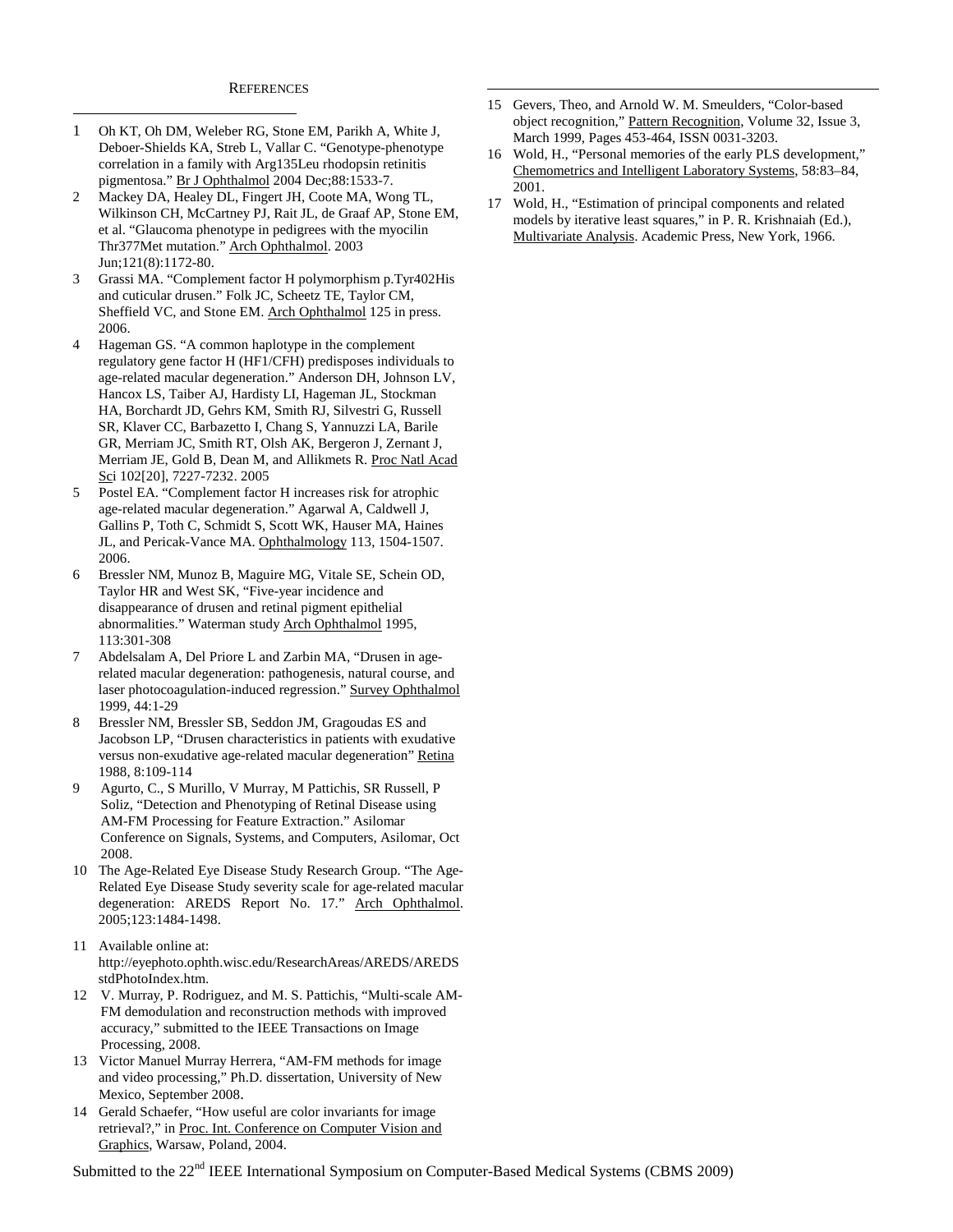## REFERENCES

1. Oh KT, Oh DM, Weleber RG, Stone EM, Parikh A, White J, Deboer-Shields KA, Streb L, Vallar C. "Genotype-phenotype correlation in a family with Arg135Leu rhodopsin retinitis pigmentosa." Br J Ophthalmol 2004 Dec;88:1533-7.
2. Mackey DA, Healey DL, Fingert JH, Coote MA, Wong TL, Wilkinson CH, McCartney PJ, Rait JL, de Graaf AP, Stone EM, et al. "Glaucoma phenotype in pedigrees with the myocilin Thr377Met mutation." Arch Ophthalmol. 2003 Jun;121(8):1172-80.
3. Grassi MA. "Complement factor H polymorphism p.Tyr402His and cuticular drusen." Folk JC, Scheetz TE, Taylor CM, Sheffield VC, and Stone EM. Arch Ophthalmol 125 in press. 2006.
4. Hageman GS. "A common haplotype in the complement regulatory gene factor H (HF1/CFH) predisposes individuals to age-related macular degeneration." Anderson DH, Johnson LV, Hancox LS, Taiber AJ, Hardisty LI, Hageman JL, Stockman HA, Borchardt JD, Gehrs KM, Smith RJ, Silvestri G, Russell SR, Klaver CC, Barbazetto I, Chang S, Yannuzzi LA, Barile GR, Merriam JC, Smith RT, Olsh AK, Bergeron J, Zernant J, Merriam JE, Gold B, Dean M, and Allikmets R. Proc Natl Acad Sci 102[20], 7227-7232. 2005
5. Postel EA. "Complement factor H increases risk for atrophic age-related macular degeneration." Agarwal A, Caldwell J, Gallins P, Toth C, Schmidt S, Scott WK, Hauser MA, Haines JL, and Pericak-Vance MA. Ophthalmology 113, 1504-1507. 2006.
6. Bressler NM, Munoz B, Maguire MG, Vitale SE, Schein OD, Taylor HR and West SK, "Five-year incidence and disappearance of drusen and retinal pigment epithelial abnormalities." Waterman study Arch Ophthalmol 1995, 113:301-308
7. Abdelsalam A, Del Priore L and Zarbin MA, "Drusen in age-related macular degeneration: pathogenesis, natural course, and laser photocoagulation-induced regression." Survey Ophthalmol 1999, 44:1-29
8. Bressler NM, Bressler SB, Seddon JM, Gragoudas ES and Jacobson LP, "Drusen characteristics in patients with exudative versus non-exudative age-related macular degeneration" Retina 1988, 8:109-114
9. Agurto, C., S Murillo, V Murray, M Pattichis, SR Russell, P Soliz, "Detection and Phenotyping of Retinal Disease using AM-FM Processing for Feature Extraction." Asilomar Conference on Signals, Systems, and Computers, Asilomar, Oct 2008.
10. The Age-Related Eye Disease Study Research Group. "The Age-Related Eye Disease Study severity scale for age-related macular degeneration: AREDS Report No. 17." Arch Ophthalmol. 2005;123:1484-1498.
11. Available online at: http://eyephoto.ophth.wisc.edu/ResearchAreas/AREDS/AREDSstdPhotoIndex.htm.
12. V. Murray, P. Rodriguez, and M. S. Pattichis, "Multi-scale AM-FM demodulation and reconstruction methods with improved accuracy," submitted to the IEEE Transactions on Image Processing, 2008.
13. Victor Manuel Murray Herrera, "AM-FM methods for image and video processing," Ph.D. dissertation, University of New Mexico, September 2008.
14. Gerald Schaefer, "How useful are color invariants for image retrieval?," in Proc. Int. Conference on Computer Vision and Graphics, Warsaw, Poland, 2004.
15. Gevers, Theo, and Arnold W. M. Smeulders, "Color-based object recognition," Pattern Recognition, Volume 32, Issue 3, March 1999, Pages 453-464, ISSN 0031-3203.
16. Wold, H., "Personal memories of the early PLS development," Chemometrics and Intelligent Laboratory Systems, 58:83–84, 2001.
17. Wold, H., "Estimation of principal components and related models by iterative least squares," in P. R. Krishnaiah (Ed.), Multivariate Analysis. Academic Press, New York, 1966.

Submitted to the 22nd IEEE International Symposium on Computer-Based Medical Systems (CBMS 2009)